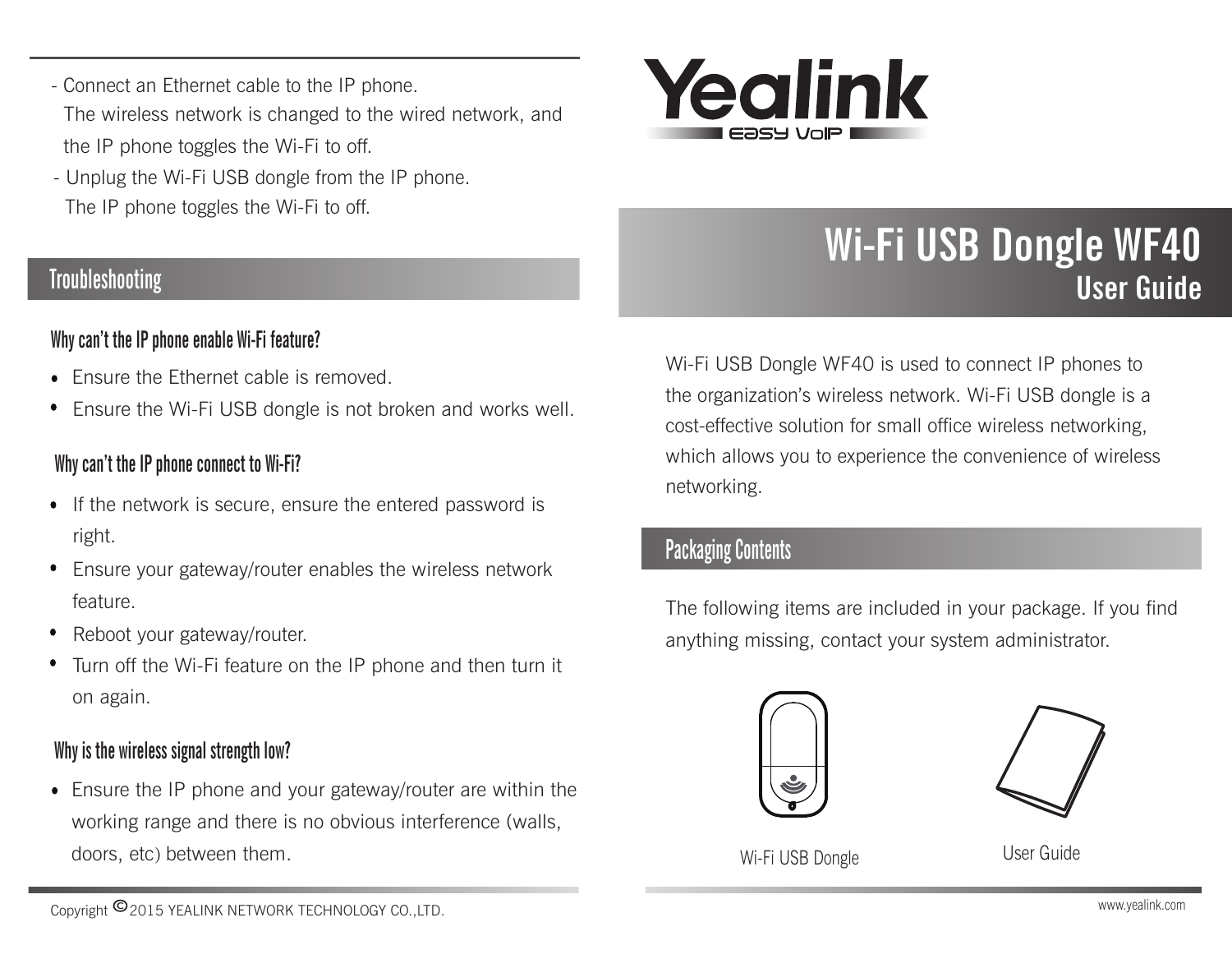- Connect an Ethernet cable to the IP phone.
  The wireless network is changed to the wired network, and the IP phone toggles the Wi-Fi to off.
- Unplug the Wi-Fi USB dongle from the IP phone.
  The IP phone toggles the Wi-Fi to off.

## Troubleshooting

### Why can't the IP phone enable Wi-Fi feature?

- Ensure the Ethernet cable is removed.
- Ensure the Wi-Fi USB dongle is not broken and works well.

### Why can't the IP phone connect to Wi-Fi?

- If the network is secure, ensure the entered password is right.
- Ensure your gateway/router enables the wireless network feature.
- Reboot your gateway/router.
- Turn off the Wi-Fi feature on the IP phone and then turn it on again.

### Why is the wireless signal strength low?

- Ensure the IP phone and your gateway/router are within the working range and there is no obvious interference (walls, doors, etc) between them.

Copyright © 2015 YEALINK NETWORK TECHNOLOGY CO.,LTD.

Yealink EASY VoIP

# Wi-Fi USB Dongle WF40
## User Guide

Wi-Fi USB Dongle WF40 is used to connect IP phones to the organization's wireless network. Wi-Fi USB dongle is a cost-effective solution for small office wireless networking, which allows you to experience the convenience of wireless networking.

## Packaging Contents

The following items are included in your package. If you find anything missing, contact your system administrator.

Wi-Fi USB Dongle

User Guide

www.yealink.com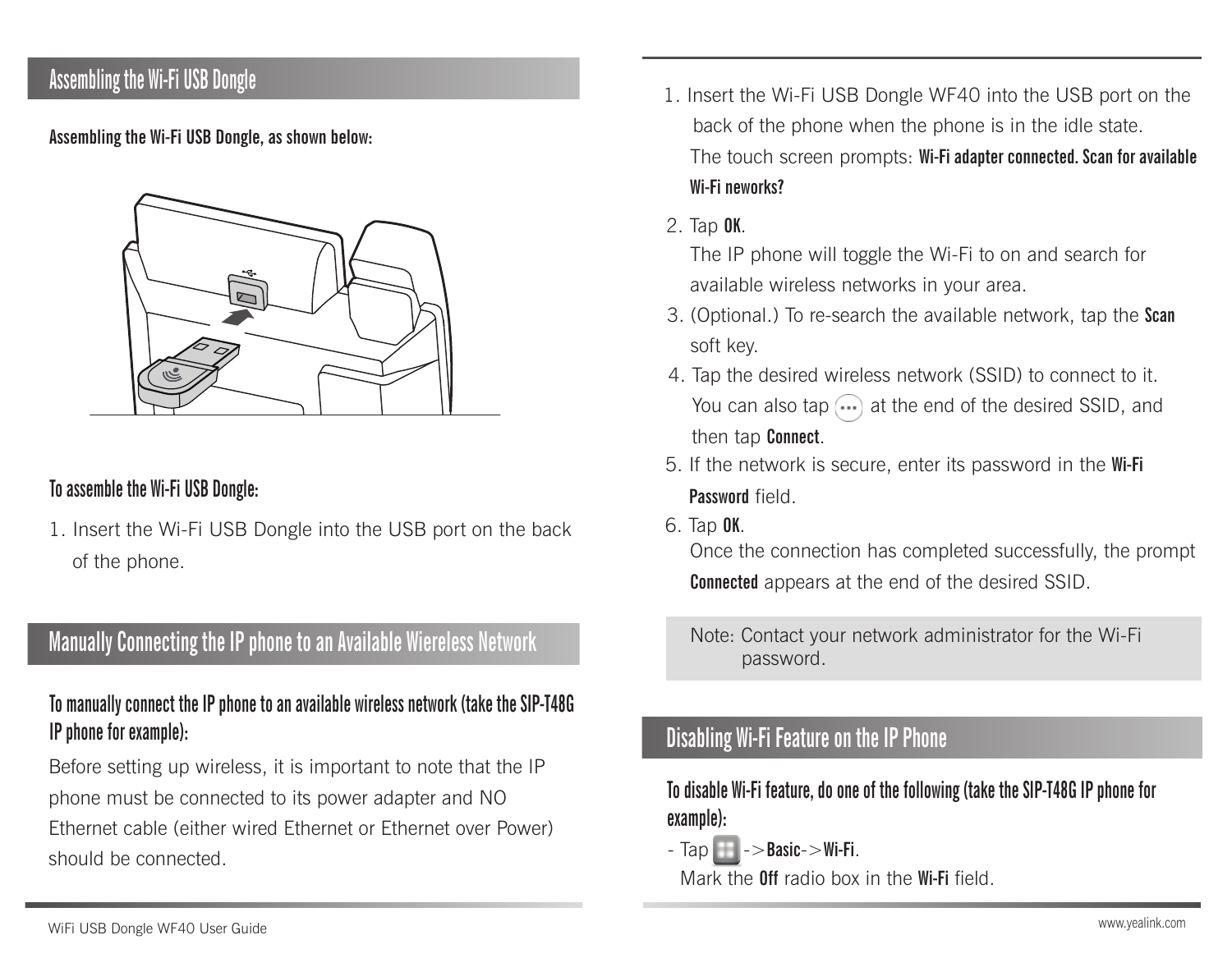## Assembling the Wi-Fi USB Dongle

**Assembling the Wi-Fi USB Dongle, as shown below:**

### To assemble the Wi-Fi USB Dongle:

1. Insert the Wi-Fi USB Dongle into the USB port on the back of the phone.

## Manually Connecting the IP phone to an Available Wiereless Network

### To manually connect the IP phone to an available wireless network (take the SIP-T48G IP phone for example):

Before setting up wireless, it is important to note that the IP phone must be connected to its power adapter and NO Ethernet cable (either wired Ethernet or Ethernet over Power) should be connected.

1. Insert the Wi-Fi USB Dongle WF40 into the USB port on the back of the phone when the phone is in the idle state.
   The touch screen prompts: **Wi-Fi adapter connected. Scan for available Wi-Fi neworks?**
2. Tap **OK**.
   The IP phone will toggle the Wi-Fi to on and search for available wireless networks in your area.
3. (Optional.) To re-search the available network, tap the **Scan** soft key.
4. Tap the desired wireless network (SSID) to connect to it.
   You can also tap (...) at the end of the desired SSID, and then tap **Connect**.
5. If the network is secure, enter its password in the **Wi-Fi Password** field.
6. Tap **OK**.
   Once the connection has completed successfully, the prompt **Connected** appears at the end of the desired SSID.

Note: Contact your network administrator for the Wi-Fi password.

## Disabling Wi-Fi Feature on the IP Phone

### To disable Wi-Fi feature, do one of the following (take the SIP-T48G IP phone for example):

- Tap ->**Basic**->**Wi-Fi**.
  Mark the **Off** radio box in the **Wi-Fi** field.